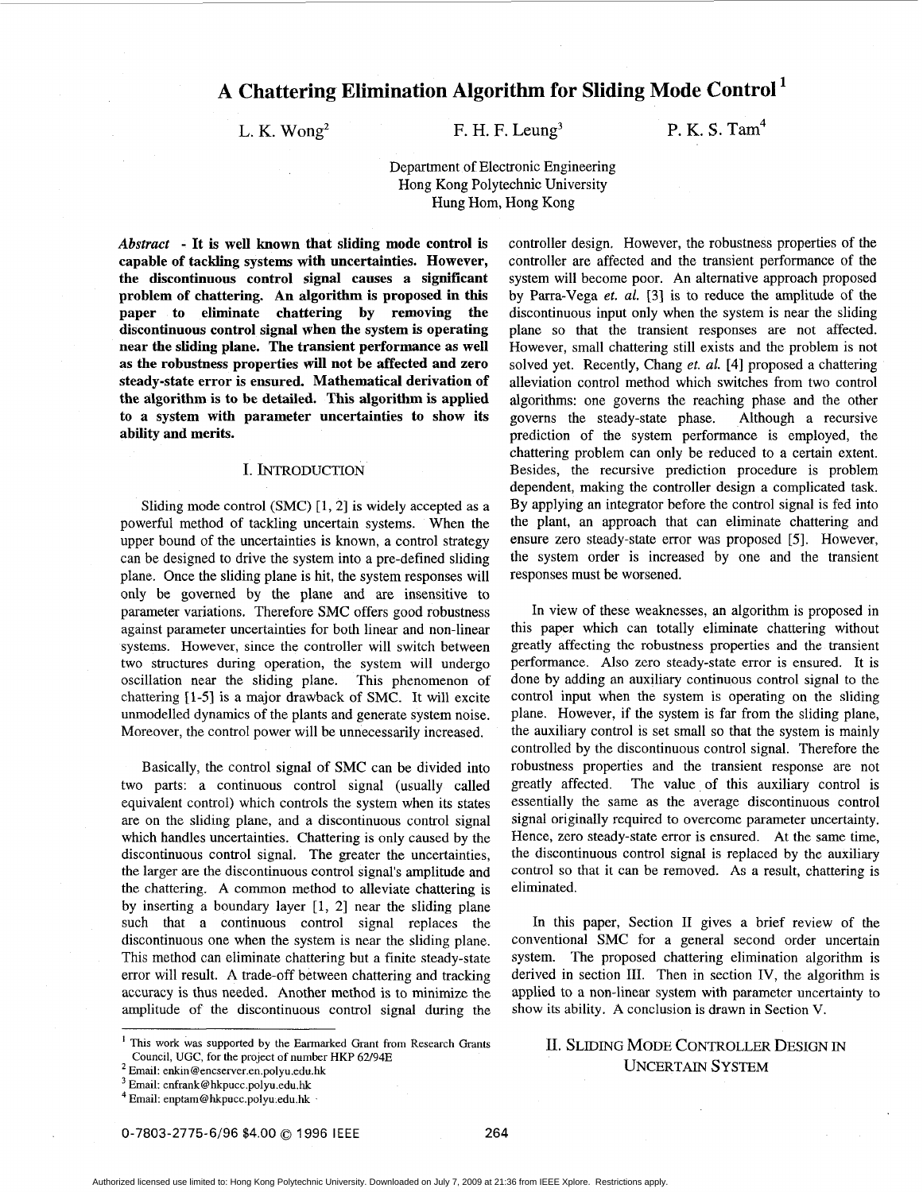# A Chattering Elimination Algorithm for Sliding Mode Control [1]

L. K. Wong[2] F. H. F. Leung[3] P. K. S. Tam[4]

Department of Electronic Engineering
Hong Kong Polytechnic University
Hung Hom, Hong Kong

***Abstract* - It is well known that sliding mode control is capable of tackling systems with uncertainties. However, the discontinuous control signal causes a significant problem of chattering. An algorithm is proposed in this paper to eliminate chattering by removing the discontinuous control signal when the system is operating near the sliding plane. The transient performance as well as the robustness properties will not be affected and zero steady-state error is ensured. Mathematical derivation of the algorithm is to be detailed. This algorithm is applied to a system with parameter uncertainties to show its ability and merits.**

## I. INTRODUCTION

Sliding mode control (SMC) [1, 2] is widely accepted as a powerful method of tackling uncertain systems. When the upper bound of the uncertainties is known, a control strategy can be designed to drive the system into a pre-defined sliding plane. Once the sliding plane is hit, the system responses will only be governed by the plane and are insensitive to parameter variations. Therefore SMC offers good robustness against parameter uncertainties for both linear and non-linear systems. However, since the controller will switch between two structures during operation, the system will undergo oscillation near the sliding plane. This phenomenon of chattering [1-5] is a major drawback of SMC. It will excite unmodelled dynamics of the plants and generate system noise. Moreover, the control power will be unnecessarily increased.

Basically, the control signal of SMC can be divided into two parts: a continuous control signal (usually called equivalent control) which controls the system when its states are on the sliding plane, and a discontinuous control signal which handles uncertainties. Chattering is only caused by the discontinuous control signal. The greater the uncertainties, the larger are the discontinuous control signal's amplitude and the chattering. A common method to alleviate chattering is by inserting a boundary layer [1, 2] near the sliding plane such that a continuous control signal replaces the discontinuous one when the system is near the sliding plane. This method can eliminate chattering but a finite steady-state error will result. A trade-off between chattering and tracking accuracy is thus needed. Another method is to minimize the amplitude of the discontinuous control signal during the controller design. However, the robustness properties of the controller are affected and the transient performance of the system will become poor. An alternative approach proposed by Parra-Vega *et. al.* [3] is to reduce the amplitude of the discontinuous input only when the system is near the sliding plane so that the transient responses are not affected. However, small chattering still exists and the problem is not solved yet. Recently, Chang *et. al.* [4] proposed a chattering alleviation control method which switches from two control algorithms: one governs the reaching phase and the other governs the steady-state phase. Although a recursive prediction of the system performance is employed, the chattering problem can only be reduced to a certain extent. Besides, the recursive prediction procedure is problem dependent, making the controller design a complicated task. By applying an integrator before the control signal is fed into the plant, an approach that can eliminate chattering and ensure zero steady-state error was proposed [5]. However, the system order is increased by one and the transient responses must be worsened.

In view of these weaknesses, an algorithm is proposed in this paper which can totally eliminate chattering without greatly affecting the robustness properties and the transient performance. Also zero steady-state error is ensured. It is done by adding an auxiliary continuous control signal to the control input when the system is operating on the sliding plane. However, if the system is far from the sliding plane, the auxiliary control is set small so that the system is mainly controlled by the discontinuous control signal. Therefore the robustness properties and the transient response are not greatly affected. The value of this auxiliary control is essentially the same as the average discontinuous control signal originally required to overcome parameter uncertainty. Hence, zero steady-state error is ensured. At the same time, the discontinuous control signal is replaced by the auxiliary control so that it can be removed. As a result, chattering is eliminated.

In this paper, Section II gives a brief review of the conventional SMC for a general second order uncertain system. The proposed chattering elimination algorithm is derived in section III. Then in section IV, the algorithm is applied to a non-linear system with parameter uncertainty to show its ability. A conclusion is drawn in Section V.

## II. SLIDING MODE CONTROLLER DESIGN IN UNCERTAIN SYSTEM

[1] This work was supported by the Earmarked Grant from Research Grants Council, UGC, for the project of number HKP 62/94E
[2] Email: enkin@encserver.en.polyu.edu.hk
[3] Email: enfrank@hkpucc.polyu.edu.hk
[4] Email: enptam@hkpucc.polyu.edu.hk

0-7803-2775-6/96 $4.00 © 1996 IEEE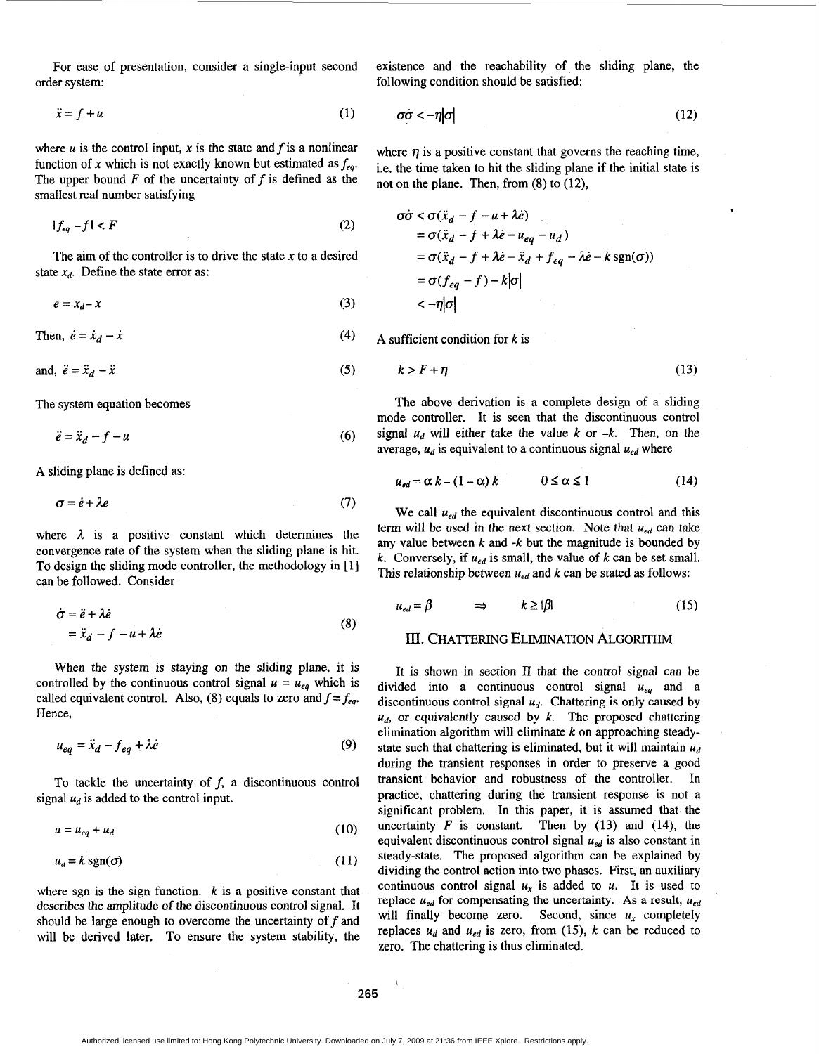For ease of presentation, consider a single-input second order system:

$$\ddot{x} = f + u \tag{1}$$

where $u$ is the control input, $x$ is the state and $f$ is a nonlinear function of $x$ which is not exactly known but estimated as $f_{eq}$. The upper bound $F$ of the uncertainty of $f$ is defined as the smallest real number satisfying

$$|f_{eq} - f| < F \tag{2}$$

The aim of the controller is to drive the state $x$ to a desired state $x_d$. Define the state error as:

$$e = x_d - x \tag{3}$$

Then, $\dot{e} = \dot{x}_d - \dot{x}$ (4)

and, $\ddot{e} = \ddot{x}_d - \ddot{x}$ (5)

The system equation becomes

$$\ddot{e} = \ddot{x}_d - f - u \tag{6}$$

A sliding plane is defined as:

$$\sigma = \dot{e} + \lambda e \tag{7}$$

where $\lambda$ is a positive constant which determines the convergence rate of the system when the sliding plane is hit. To design the sliding mode controller, the methodology in [1] can be followed. Consider

$$\begin{aligned} \dot{\sigma} &= \ddot{e} + \lambda \dot{e} \\ &= \ddot{x}_d - f - u + \lambda \dot{e} \end{aligned} \tag{8}$$

When the system is staying on the sliding plane, it is controlled by the continuous control signal $u = u_{eq}$ which is called equivalent control. Also, (8) equals to zero and $f = f_{eq}$. Hence,

$$u_{eq} = \ddot{x}_d - f_{eq} + \lambda \dot{e} \tag{9}$$

To tackle the uncertainty of $f$, a discontinuous control signal $u_d$ is added to the control input.

$$u = u_{eq} + u_d \tag{10}$$

$$u_d = k\,\text{sgn}(\sigma) \tag{11}$$

where sgn is the sign function. $k$ is a positive constant that describes the amplitude of the discontinuous control signal. It should be large enough to overcome the uncertainty of $f$ and will be derived later. To ensure the system stability, the existence and the reachability of the sliding plane, the following condition should be satisfied:

$$\sigma\dot{\sigma} < -\eta|\sigma| \tag{12}$$

where $\eta$ is a positive constant that governs the reaching time, i.e. the time taken to hit the sliding plane if the initial state is not on the plane. Then, from (8) to (12),

$$\begin{aligned} \sigma\dot{\sigma} &< \sigma(\ddot{x}_d - f - u + \lambda\dot{e}) \\ &= \sigma(\ddot{x}_d - f + \lambda\dot{e} - u_{eq} - u_d) \\ &= \sigma(\ddot{x}_d - f + \lambda\dot{e} - \ddot{x}_d + f_{eq} - \lambda\dot{e} - k\,\text{sgn}(\sigma)) \\ &= \sigma(f_{eq} - f) - k|\sigma| \\ &< -\eta|\sigma| \end{aligned}$$

A sufficient condition for $k$ is

$$k > F + \eta \tag{13}$$

The above derivation is a complete design of a sliding mode controller. It is seen that the discontinuous control signal $u_d$ will either take the value $k$ or $-k$. Then, on the average, $u_d$ is equivalent to a continuous signal $u_{ed}$ where

$$u_{ed} = \alpha k - (1 - \alpha) k \qquad 0 \le \alpha \le 1 \tag{14}$$

We call $u_{ed}$ the equivalent discontinuous control and this term will be used in the next section. Note that $u_{ed}$ can take any value between $k$ and $-k$ but the magnitude is bounded by $k$. Conversely, if $u_{ed}$ is small, the value of $k$ can be set small. This relationship between $u_{ed}$ and $k$ can be stated as follows:

$$u_{ed} = \beta \qquad \Rightarrow \qquad k \ge |\beta| \tag{15}$$

## III. Chattering Elimination Algorithm

It is shown in section II that the control signal can be divided into a continuous control signal $u_{eq}$ and a discontinuous control signal $u_d$. Chattering is only caused by $u_d$, or equivalently caused by $k$. The proposed chattering elimination algorithm will eliminate $k$ on approaching steady-state such that chattering is eliminated, but it will maintain $u_d$ during the transient responses in order to preserve a good transient behavior and robustness of the controller. In practice, chattering during the transient response is not a significant problem. In this paper, it is assumed that the uncertainty $F$ is constant. Then by (13) and (14), the equivalent discontinuous control signal $u_{ed}$ is also constant in steady-state. The proposed algorithm can be explained by dividing the control action into two phases. First, an auxiliary continuous control signal $u_x$ is added to $u$. It is used to replace $u_{ed}$ for compensating the uncertainty. As a result, $u_{ed}$ will finally become zero. Second, since $u_x$ completely replaces $u_d$ and $u_{ed}$ is zero, from (15), $k$ can be reduced to zero. The chattering is thus eliminated.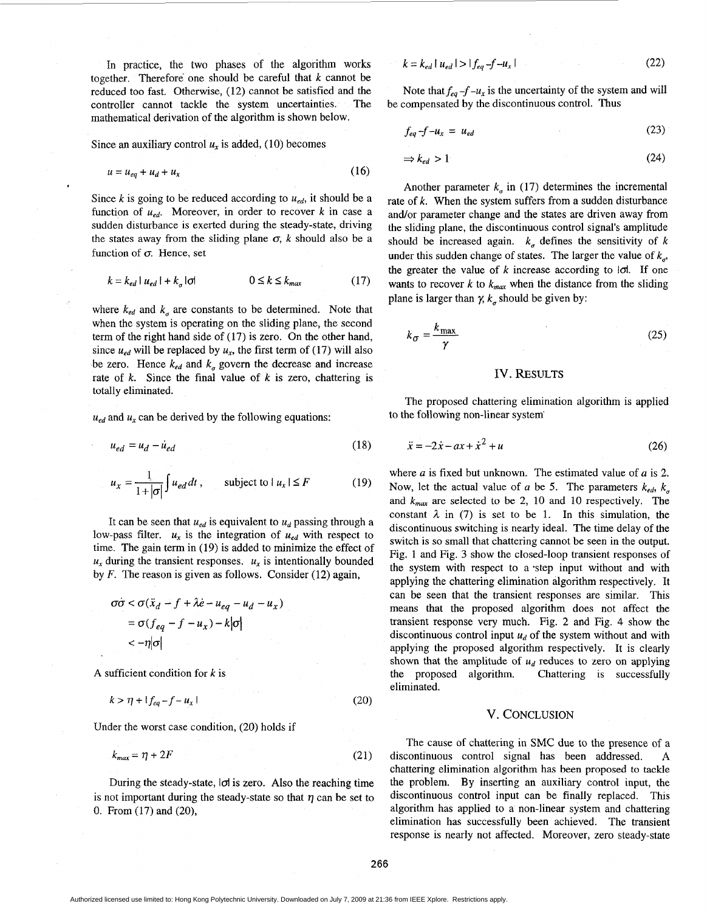In practice, the two phases of the algorithm works together. Therefore one should be careful that $k$ cannot be reduced too fast. Otherwise, (12) cannot be satisfied and the controller cannot tackle the system uncertainties. The mathematical derivation of the algorithm is shown below.

Since an auxiliary control $u_x$ is added, (10) becomes

$$u = u_{eq} + u_d + u_x \tag{16}$$

Since $k$ is going to be reduced according to $u_{ed}$, it should be a function of $u_{ed}$. Moreover, in order to recover $k$ in case a sudden disturbance is exerted during the steady-state, driving the states away from the sliding plane $\sigma$, $k$ should also be a function of $\sigma$. Hence, set

$$k = k_{ed}\,|\,u_{ed}\,| + k_{\sigma}\,|\sigma| \qquad 0 \le k \le k_{max} \tag{17}$$

where $k_{ed}$ and $k_{\sigma}$ are constants to be determined. Note that when the system is operating on the sliding plane, the second term of the right hand side of (17) is zero. On the other hand, since $u_{ed}$ will be replaced by $u_x$, the first term of (17) will also be zero. Hence $k_{ed}$ and $k_{\sigma}$ govern the decrease and increase rate of $k$. Since the final value of $k$ is zero, chattering is totally eliminated.

$u_{ed}$ and $u_x$ can be derived by the following equations:

$$u_{ed} = u_d - \dot{u}_{ed} \tag{18}$$

$$u_x = \frac{1}{1+|\sigma|}\int u_{ed}\,dt\,, \qquad \text{subject to } |\,u_x\,| \le F \tag{19}$$

It can be seen that $u_{ed}$ is equivalent to $u_d$ passing through a low-pass filter. $u_x$ is the integration of $u_{ed}$ with respect to time. The gain term in (19) is added to minimize the effect of $u_x$ during the transient responses. $u_x$ is intentionally bounded by $F$. The reason is given as follows. Consider (12) again,

$$\begin{aligned}\sigma\dot{\sigma} &< \sigma(\ddot{x}_d - f + \lambda\dot{e} - u_{eq} - u_d - u_x) \\ &= \sigma(f_{eq} - f - u_x) - k|\sigma| \\ &< -\eta|\sigma|\end{aligned}$$

A sufficient condition for $k$ is

$$k > \eta + |\,f_{eq} - f - u_x\,| \tag{20}$$

Under the worst case condition, (20) holds if

$$k_{max} = \eta + 2F \tag{21}$$

During the steady-state, $|\sigma|$ is zero. Also the reaching time is not important during the steady-state so that $\eta$ can be set to 0. From (17) and (20),

$$k = k_{ed}\,|\,u_{ed}\,| > |\,f_{eq} - f - u_x\,| \tag{22}$$

Note that $f_{eq} - f - u_x$ is the uncertainty of the system and will be compensated by the discontinuous control. Thus

$$f_{eq} - f - u_x = u_{ed} \tag{23}$$

$$\Rightarrow k_{ed} > 1 \tag{24}$$

Another parameter $k_{\sigma}$ in (17) determines the incremental rate of $k$. When the system suffers from a sudden disturbance and/or parameter change and the states are driven away from the sliding plane, the discontinuous control signal's amplitude should be increased again. $k_{\sigma}$ defines the sensitivity of $k$ under this sudden change of states. The larger the value of $k_{\sigma}$, the greater the value of $k$ increase according to $|\sigma|$. If one wants to recover $k$ to $k_{max}$ when the distance from the sliding plane is larger than $\gamma$, $k_{\sigma}$ should be given by:

$$k_{\sigma} = \frac{k_{\max}}{\gamma} \tag{25}$$

## IV. Results

The proposed chattering elimination algorithm is applied to the following non-linear system

$$\ddot{x} = -2\dot{x} - ax + \dot{x}^2 + u \tag{26}$$

where $a$ is fixed but unknown. The estimated value of $a$ is 2. Now, let the actual value of $a$ be 5. The parameters $k_{ed}$, $k_{\sigma}$ and $k_{max}$ are selected to be 2, 10 and 10 respectively. The constant $\lambda$ in (7) is set to be 1. In this simulation, the discontinuous switching is nearly ideal. The time delay of the switch is so small that chattering cannot be seen in the output. Fig. 1 and Fig. 3 show the closed-loop transient responses of the system with respect to a step input without and with applying the chattering elimination algorithm respectively. It can be seen that the transient responses are similar. This means that the proposed algorithm does not affect the transient response very much. Fig. 2 and Fig. 4 show the discontinuous control input $u_d$ of the system without and with applying the proposed algorithm respectively. It is clearly shown that the amplitude of $u_d$ reduces to zero on applying the proposed algorithm. Chattering is successfully eliminated.

## V. Conclusion

The cause of chattering in SMC due to the presence of a discontinuous control signal has been addressed. A chattering elimination algorithm has been proposed to tackle the problem. By inserting an auxiliary control input, the discontinuous control input can be finally replaced. This algorithm has applied to a non-linear system and chattering elimination has successfully been achieved. The transient response is nearly not affected. Moreover, zero steady-state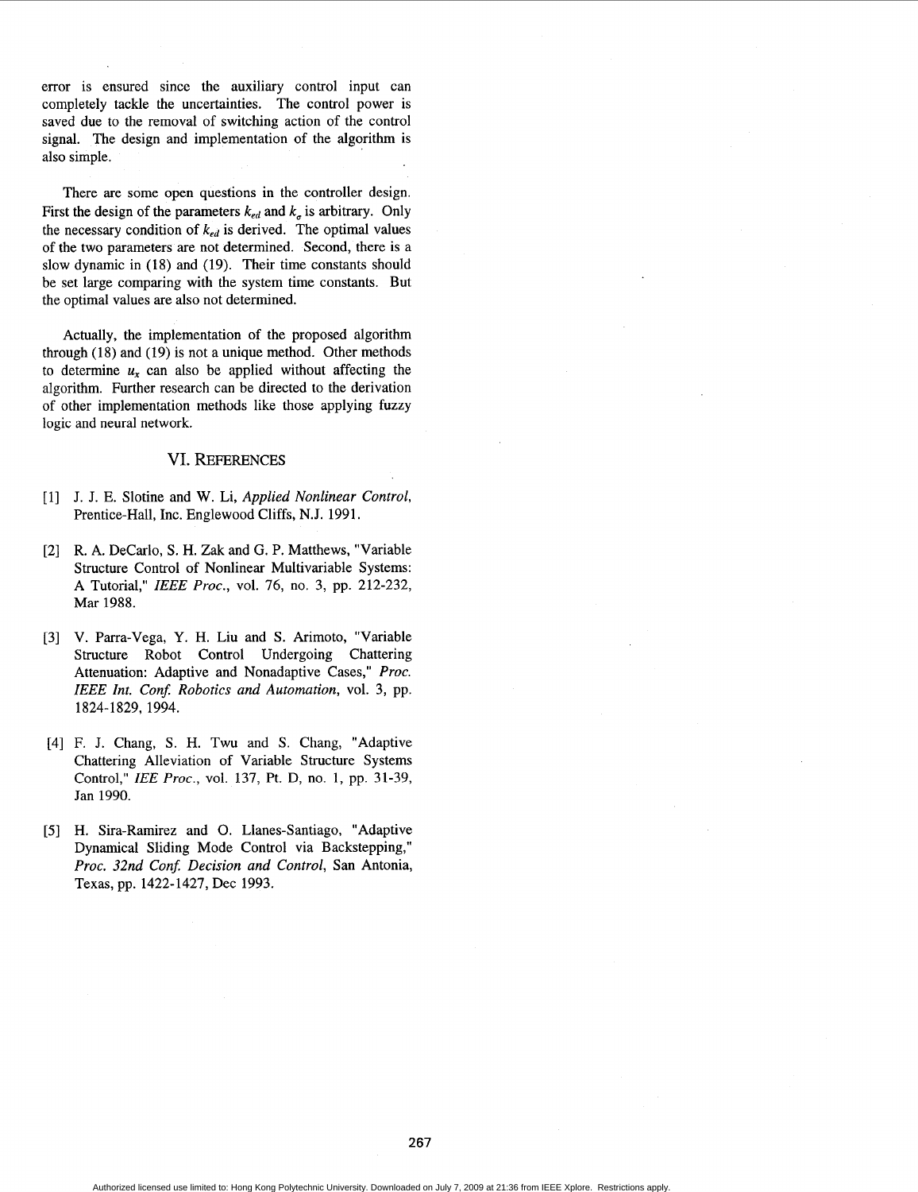error is ensured since the auxiliary control input can completely tackle the uncertainties. The control power is saved due to the removal of switching action of the control signal. The design and implementation of the algorithm is also simple.

There are some open questions in the controller design. First the design of the parameters $k_{ed}$ and $k_{\sigma}$ is arbitrary. Only the necessary condition of $k_{ed}$ is derived. The optimal values of the two parameters are not determined. Second, there is a slow dynamic in (18) and (19). Their time constants should be set large comparing with the system time constants. But the optimal values are also not determined.

Actually, the implementation of the proposed algorithm through (18) and (19) is not a unique method. Other methods to determine $u_x$ can also be applied without affecting the algorithm. Further research can be directed to the derivation of other implementation methods like those applying fuzzy logic and neural network.

## VI. REFERENCES

[1] J. J. E. Slotine and W. Li, *Applied Nonlinear Control*, Prentice-Hall, Inc. Englewood Cliffs, N.J. 1991.

[2] R. A. DeCarlo, S. H. Zak and G. P. Matthews, "Variable Structure Control of Nonlinear Multivariable Systems: A Tutorial," *IEEE Proc.*, vol. 76, no. 3, pp. 212-232, Mar 1988.

[3] V. Parra-Vega, Y. H. Liu and S. Arimoto, "Variable Structure Robot Control Undergoing Chattering Attenuation: Adaptive and Nonadaptive Cases," *Proc. IEEE Int. Conf. Robotics and Automation*, vol. 3, pp. 1824-1829, 1994.

[4] F. J. Chang, S. H. Twu and S. Chang, "Adaptive Chattering Alleviation of Variable Structure Systems Control," *IEE Proc.*, vol. 137, Pt. D, no. 1, pp. 31-39, Jan 1990.

[5] H. Sira-Ramirez and O. Llanes-Santiago, "Adaptive Dynamical Sliding Mode Control via Backstepping," *Proc. 32nd Conf. Decision and Control*, San Antonia, Texas, pp. 1422-1427, Dec 1993.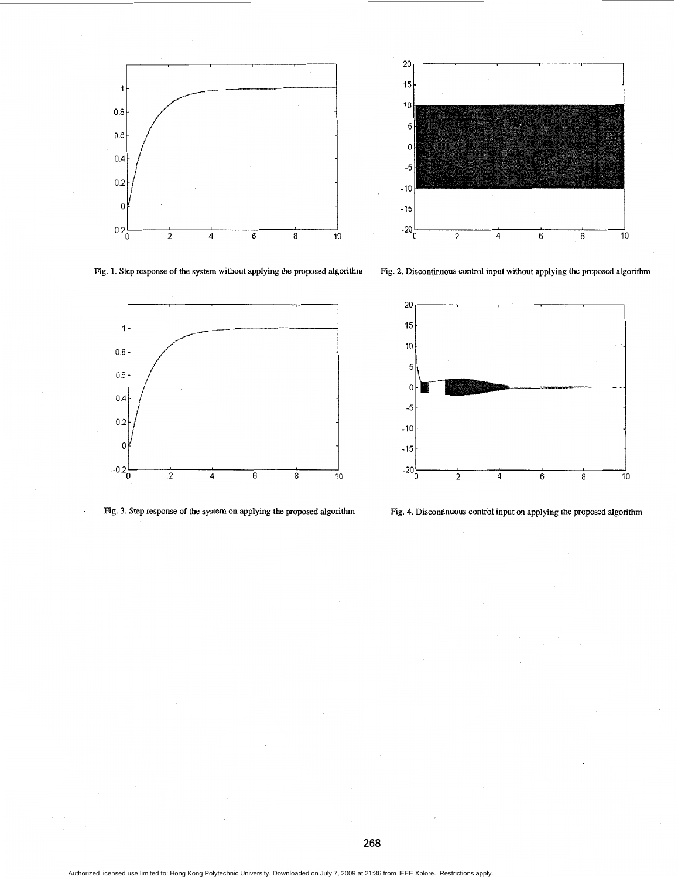1
0.8
0.6
0.4
0.2
0
-0.2
0 2 4 6 8 10

Fig. 1. Step response of the system without applying the proposed algorithm

20
15
10
5
0
-5
-10
-15
-20
0 2 4 6 8 10

Fig. 2. Discontinuous control input without applying the proposed algorithm

1
0.8
0.6
0.4
0.2
0
-0.2
0 2 4 6 8 10

Fig. 3. Step response of the system on applying the proposed algorithm

20
15
10
5
0
-5
-10
-15
-20
0 2 4 6 8 10

Fig. 4. Discontinuous control input on applying the proposed algorithm